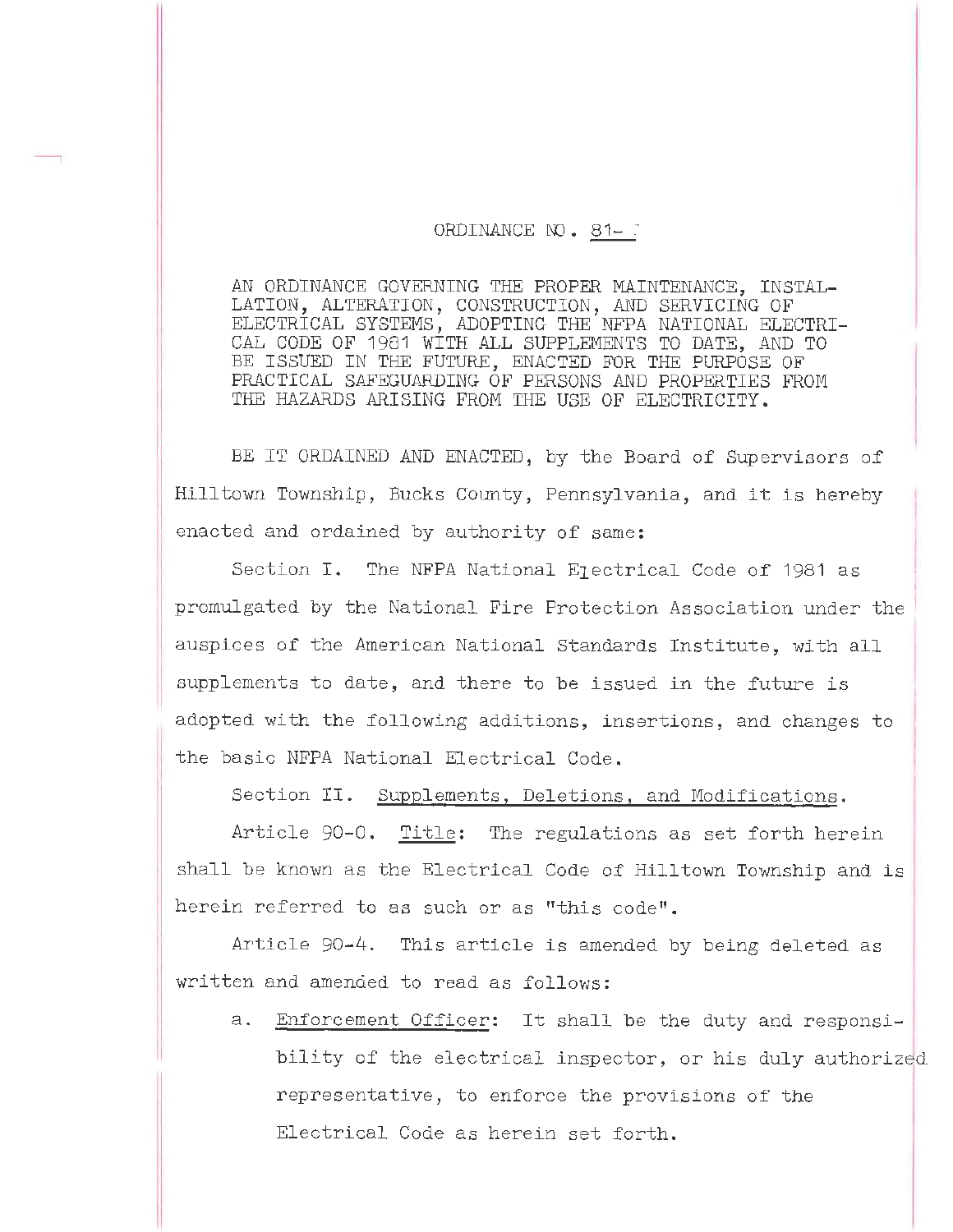# ORDINANCE NO. 81-

AN ORDINANCE GOVERNING THE PROPER MAINTENANCE, INSTALLATION, ALTERATION, CONSTRUCTION, AND SERVICING OF ELECTRICAL SYSTEMS, ADOPTING THE NFPA NATIONAL ELECTRICAL CODE OF 1981 WITH ALL SUPPLEMENTS TO DATE, AND TO BE ISSUED IN THE FUTURE, ENACTED FOR THE PURPOSE OF PRACTICAL SAFEGUARDING OF PERSONS AND PROPERTIES FROM THE HAZARDS ARISING FROM THE USE OF ELECTRICITY.

BE IT ORDAINED AND ENACTED, by the Board of Supervisors of Hilltown Township, Bucks County, Pennsylvania, and it is hereby enacted and ordained by authority of same:

Section I. The NFPA National Electrical Code of 1981 as promulgated by the National Fire Protection Association under the auspices of the American National Standards Institute, with all supplements to date, and there to be issued in the future is adopted with the following additions, insertions, and changes to the basic NFPA National Electrical Code.

Section II. Supplements, Deletions, and Modifications.

Article 90-0. Title: The regulations as set forth herein shall be known as the Electrical Code of Hilltown Township and is herein referred to as such or as "this code".

Article 90-4. This article is amended by being deleted as written and amended to read as follows:

a. Enforcement Officer: It shall be the duty and responsibility of the electrical inspector, or his duly authorized representative, to enforce the provisions of the Electrical Code as herein set forth.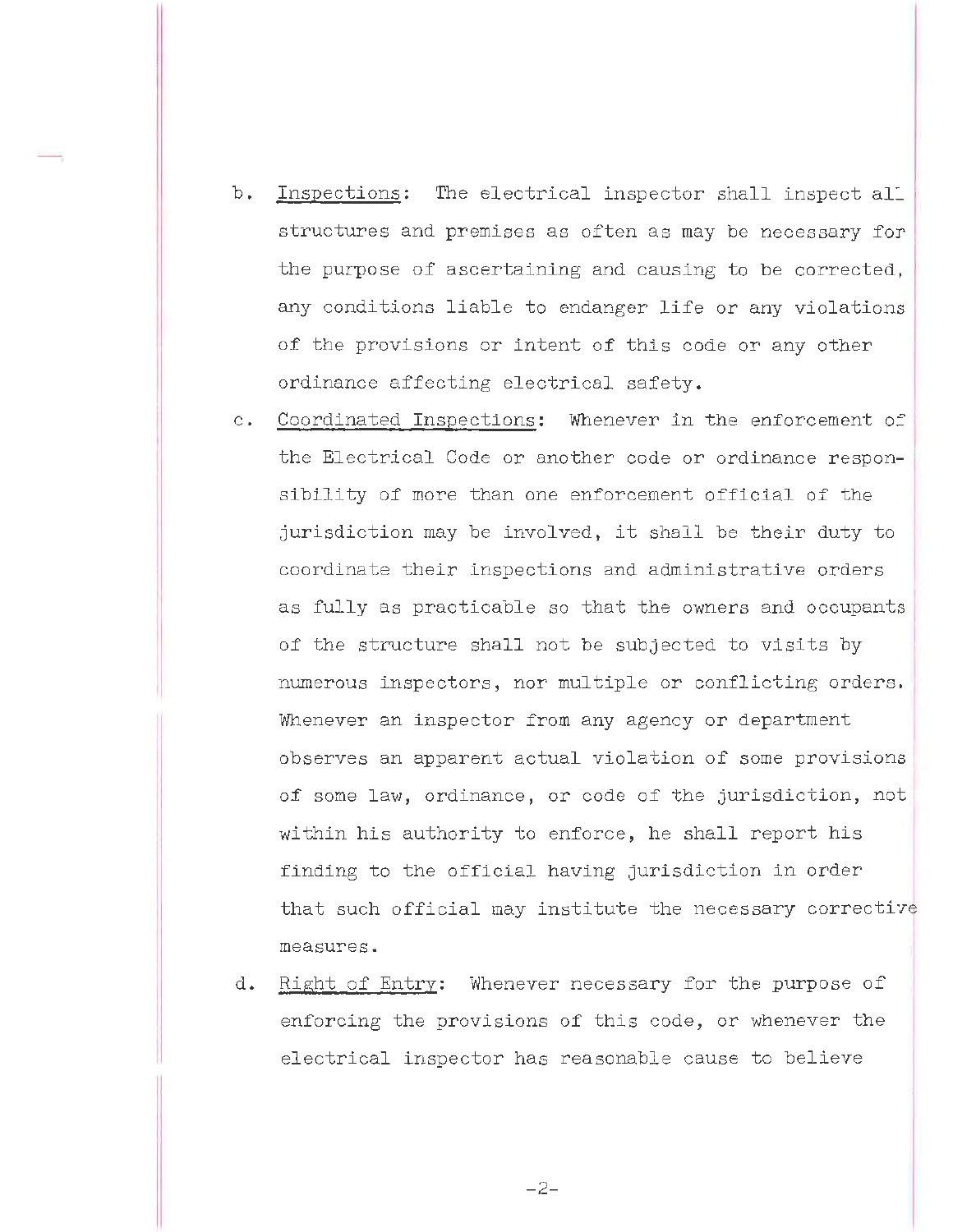b. <u>Inspections</u>: The electrical inspector shall inspect all structures and premises as often as may be necessary for the purpose of ascertaining and causing to be corrected, any conditions liable to endanger life or any violations of the provisions or intent of this code or any other ordinance affecting electrical safety.

c. <u>Coordinated Inspections</u>: Whenever in the enforcement of the Electrical Code or another code or ordinance responsibility of more than one enforcement official of the jurisdiction may be involved, it shall be their duty to coordinate their inspections and administrative orders as fully as practicable so that the owners and occupants of the structure shall not be subjected to visits by numerous inspectors, nor multiple or conflicting orders. Whenever an inspector from any agency or department observes an apparent actual violation of some provisions of some law, ordinance, or code of the jurisdiction, not within his authority to enforce, he shall report his finding to the official having jurisdiction in order that such official may institute the necessary corrective measures.

d. <u>Right of Entry</u>: Whenever necessary for the purpose of enforcing the provisions of this code, or whenever the electrical inspector has reasonable cause to believe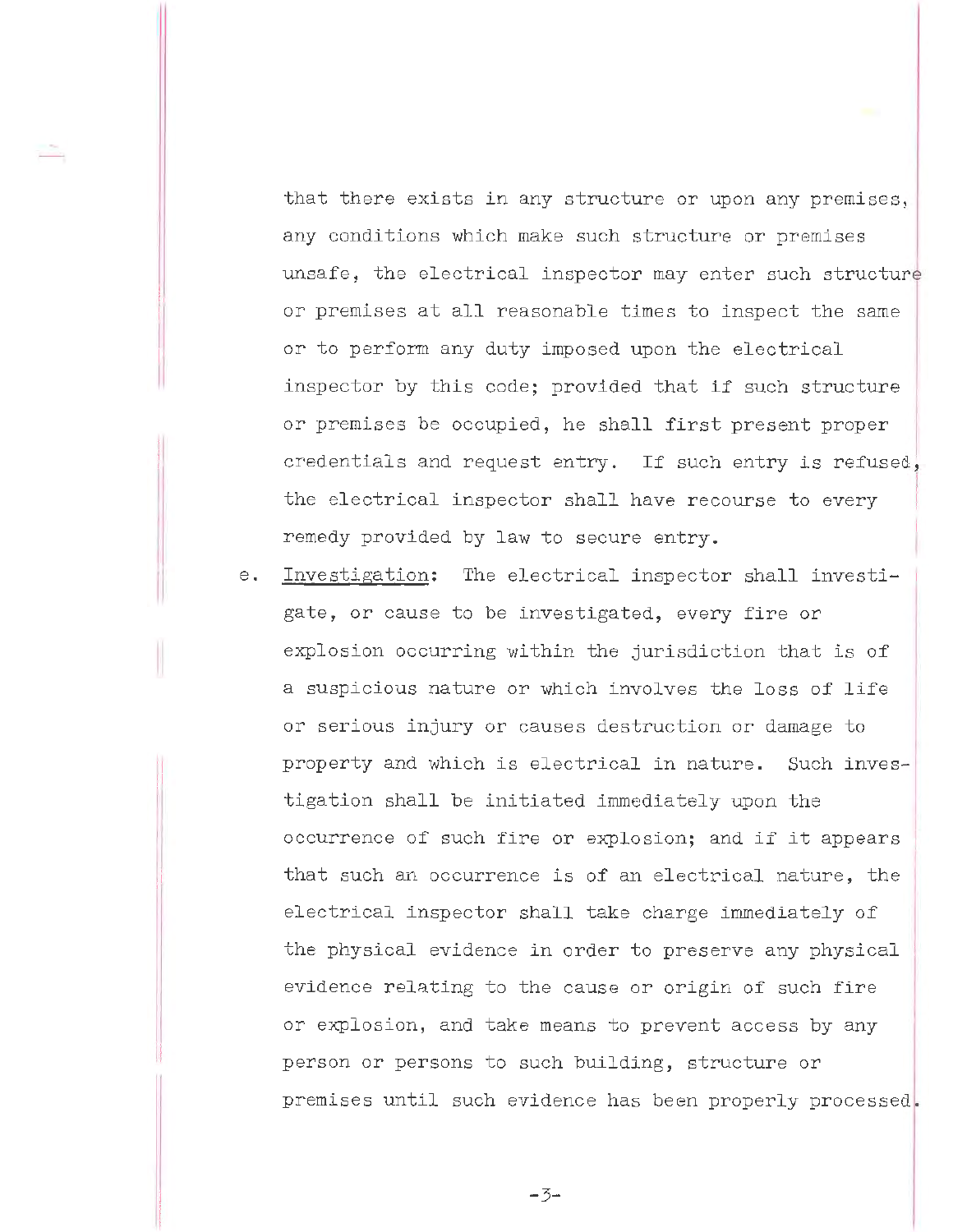that there exists in any structure or upon any premises, any conditions which make such structure or premises unsafe, the electrical inspector may enter such structure or premises at all reasonable times to inspect the same or to perform any duty imposed upon the electrical inspector by this code; provided that if such structure or premises be occupied, he shall first present proper credentials and request entry. If such entry is refused, the electrical inspector shall have recourse to every remedy provided by law to secure entry.

e. Investigation: The electrical inspector shall investigate, or cause to be investigated, every fire or explosion occurring within the jurisdiction that is of a suspicious nature or which involves the loss of life or serious injury or causes destruction or damage to property and which is electrical in nature. Such investigation shall be initiated immediately upon the occurrence of such fire or explosion; and if it appears that such an occurrence is of an electrical nature, the electrical inspector shall take charge immediately of the physical evidence in order to preserve any physical evidence relating to the cause or origin of such fire or explosion, and take means to prevent access by any person or persons to such building, structure or premises until such evidence has been properly processed.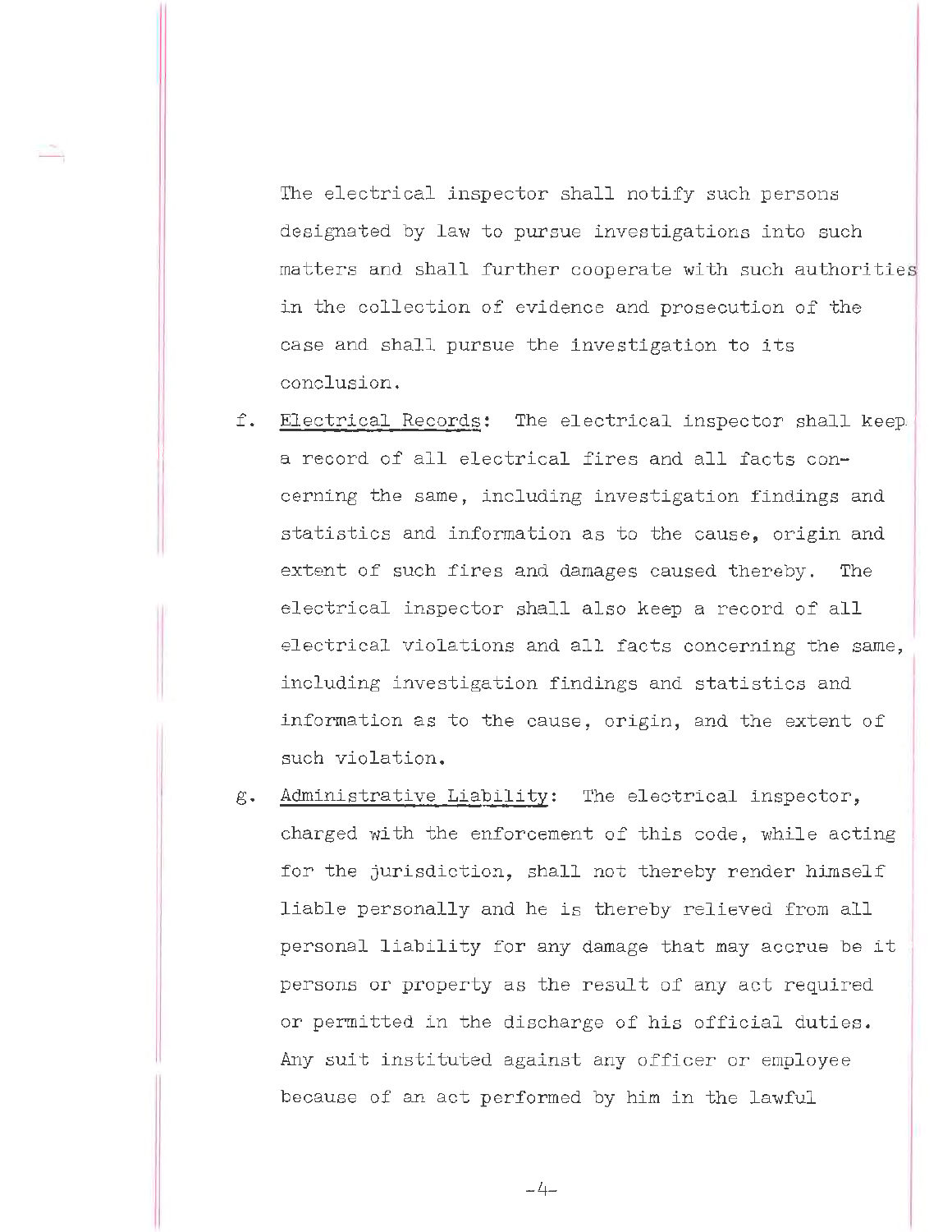The electrical inspector shall notify such persons designated by law to pursue investigations into such matters and shall further cooperate with such authorities in the collection of evidence and prosecution of the case and shall pursue the investigation to its conclusion.

f. Electrical Records: The electrical inspector shall keep a record of all electrical fires and all facts concerning the same, including investigation findings and statistics and information as to the cause, origin and extent of such fires and damages caused thereby. The electrical inspector shall also keep a record of all electrical violations and all facts concerning the same, including investigation findings and statistics and information as to the cause, origin, and the extent of such violation.

g. Administrative Liability: The electrical inspector, charged with the enforcement of this code, while acting for the jurisdiction, shall not thereby render himself liable personally and he is thereby relieved from all personal liability for any damage that may accrue be it persons or property as the result of any act required or permitted in the discharge of his official duties. Any suit instituted against any officer or employee because of an act performed by him in the lawful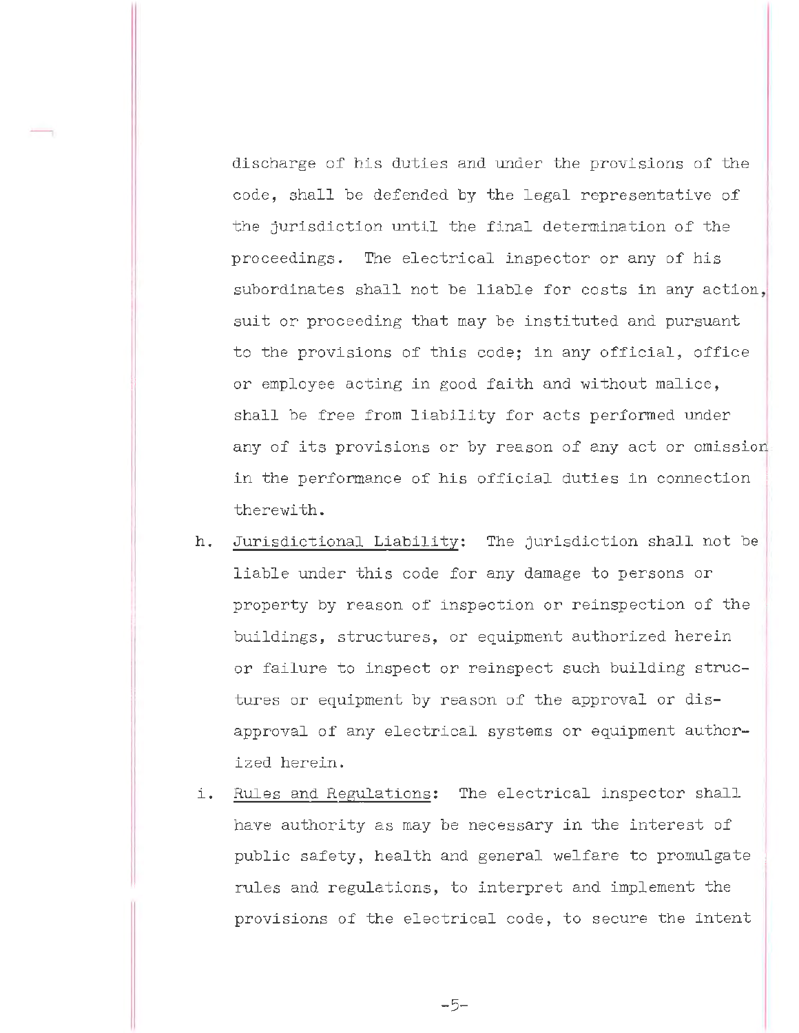discharge of his duties and under the provisions of the code, shall be defended by the legal representative of the jurisdiction until the final determination of the proceedings. The electrical inspector or any of his subordinates shall not be liable for costs in any action, suit or proceeding that may be instituted and pursuant to the provisions of this code; in any official, office or employee acting in good faith and without malice, shall be free from liability for acts performed under any of its provisions or by reason of any act or omission in the performance of his official duties in connection therewith.

h. <u>Jurisdictional Liability</u>: The jurisdiction shall not be liable under this code for any damage to persons or property by reason of inspection or reinspection of the buildings, structures, or equipment authorized herein or failure to inspect or reinspect such building structures or equipment by reason of the approval or disapproval of any electrical systems or equipment authorized herein.

i. <u>Rules and Regulations</u>: The electrical inspector shall have authority as may be necessary in the interest of public safety, health and general welfare to promulgate rules and regulations, to interpret and implement the provisions of the electrical code, to secure the intent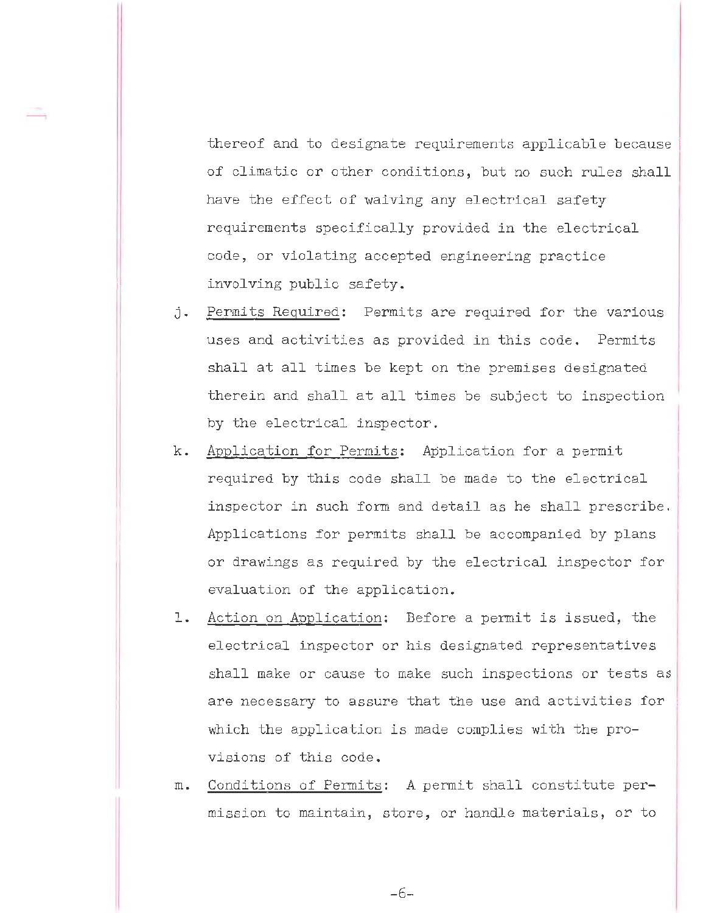thereof and to designate requirements applicable because of climatic or other conditions, but no such rules shall have the effect of waiving any electrical safety requirements specifically provided in the electrical code, or violating accepted engineering practice involving public safety.

j. <u>Permits Required</u>: Permits are required for the various uses and activities as provided in this code. Permits shall at all times be kept on the premises designated therein and shall at all times be subject to inspection by the electrical inspector.

k. <u>Application for Permits</u>: Application for a permit required by this code shall be made to the electrical inspector in such form and detail as he shall prescribe. Applications for permits shall be accompanied by plans or drawings as required by the electrical inspector for evaluation of the application.

l. <u>Action on Application</u>: Before a permit is issued, the electrical inspector or his designated representatives shall make or cause to make such inspections or tests as are necessary to assure that the use and activities for which the application is made complies with the provisions of this code.

m. <u>Conditions of Permits</u>: A permit shall constitute permission to maintain, store, or handle materials, or to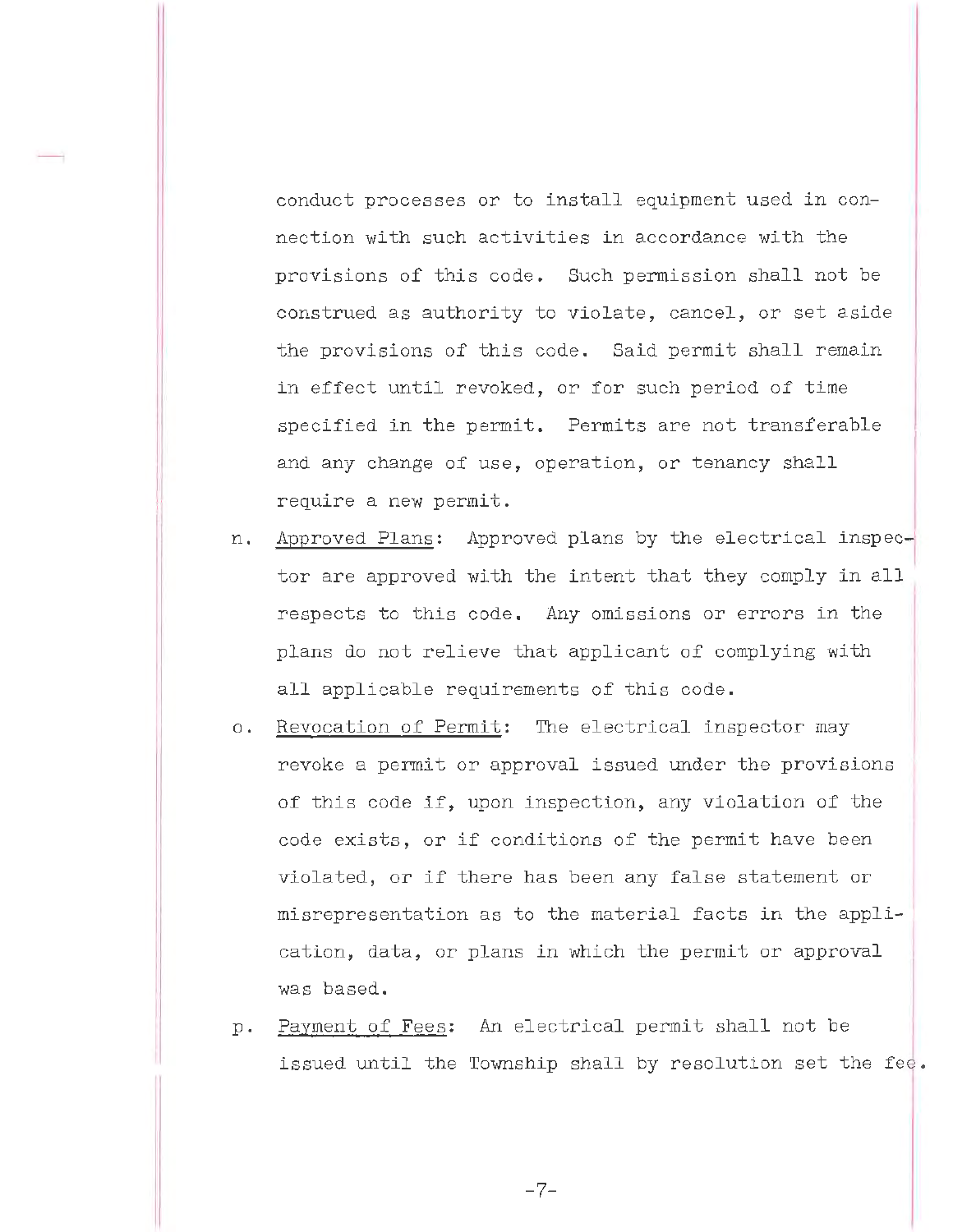conduct processes or to install equipment used in connection with such activities in accordance with the provisions of this code. Such permission shall not be construed as authority to violate, cancel, or set aside the provisions of this code. Said permit shall remain in effect until revoked, or for such period of time specified in the permit. Permits are not transferable and any change of use, operation, or tenancy shall require a new permit.

n. Approved Plans: Approved plans by the electrical inspector are approved with the intent that they comply in all respects to this code. Any omissions or errors in the plans do not relieve that applicant of complying with all applicable requirements of this code.

o. Revocation of Permit: The electrical inspector may revoke a permit or approval issued under the provisions of this code if, upon inspection, any violation of the code exists, or if conditions of the permit have been violated, or if there has been any false statement or misrepresentation as to the material facts in the application, data, or plans in which the permit or approval was based.

p. Payment of Fees: An electrical permit shall not be issued until the Township shall by resolution set the fee.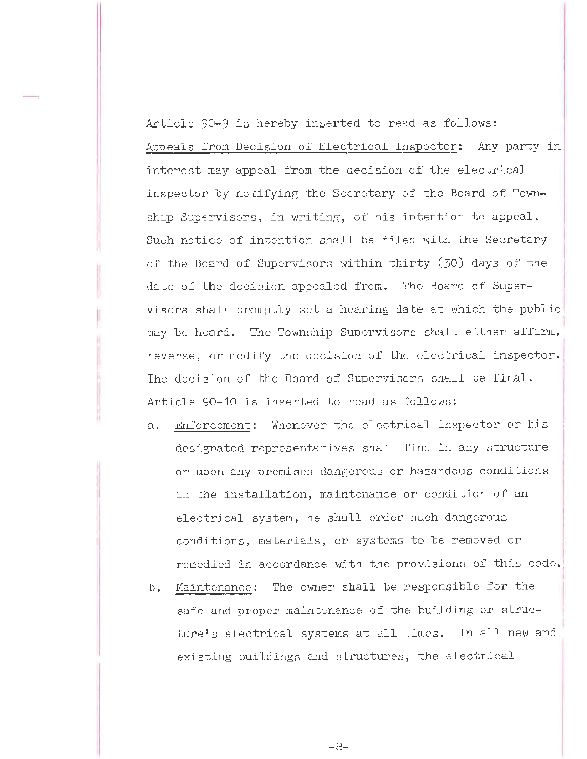Article 90-9 is hereby inserted to read as follows:

Appeals from Decision of Electrical Inspector: Any party in interest may appeal from the decision of the electrical inspector by notifying the Secretary of the Board of Township Supervisors, in writing, of his intention to appeal. Such notice of intention shall be filed with the Secretary of the Board of Supervisors within thirty (30) days of the date of the decision appealed from. The Board of Supervisors shall promptly set a hearing date at which the public may be heard. The Township Supervisors shall either affirm, reverse, or modify the decision of the electrical inspector. The decision of the Board of Supervisors shall be final.

Article 90-10 is inserted to read as follows:

a. Enforcement: Whenever the electrical inspector or his designated representatives shall find in any structure or upon any premises dangerous or hazardous conditions in the installation, maintenance or condition of an electrical system, he shall order such dangerous conditions, materials, or systems to be removed or remedied in accordance with the provisions of this code.

b. Maintenance: The owner shall be responsible for the safe and proper maintenance of the building or structure's electrical systems at all times. In all new and existing buildings and structures, the electrical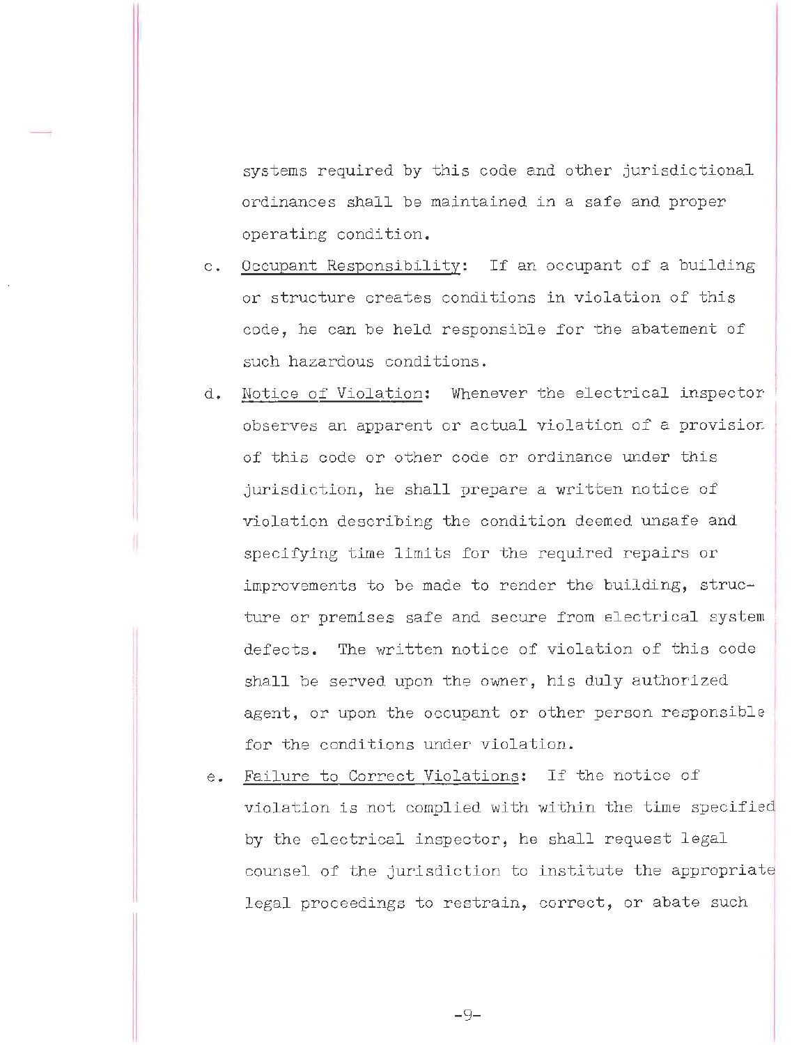systems required by this code and other jurisdictional ordinances shall be maintained in a safe and proper operating condition.

c. Occupant Responsibility: If an occupant of a building or structure creates conditions in violation of this code, he can be held responsible for the abatement of such hazardous conditions.

d. Notice of Violation: Whenever the electrical inspector observes an apparent or actual violation of a provision of this code or other code or ordinance under this jurisdiction, he shall prepare a written notice of violation describing the condition deemed unsafe and specifying time limits for the required repairs or improvements to be made to render the building, structure or premises safe and secure from electrical system defects. The written notice of violation of this code shall be served upon the owner, his duly authorized agent, or upon the occupant or other person responsible for the conditions under violation.

e. Failure to Correct Violations: If the notice of violation is not complied with within the time specified by the electrical inspector, he shall request legal counsel of the jurisdiction to institute the appropriate legal proceedings to restrain, correct, or abate such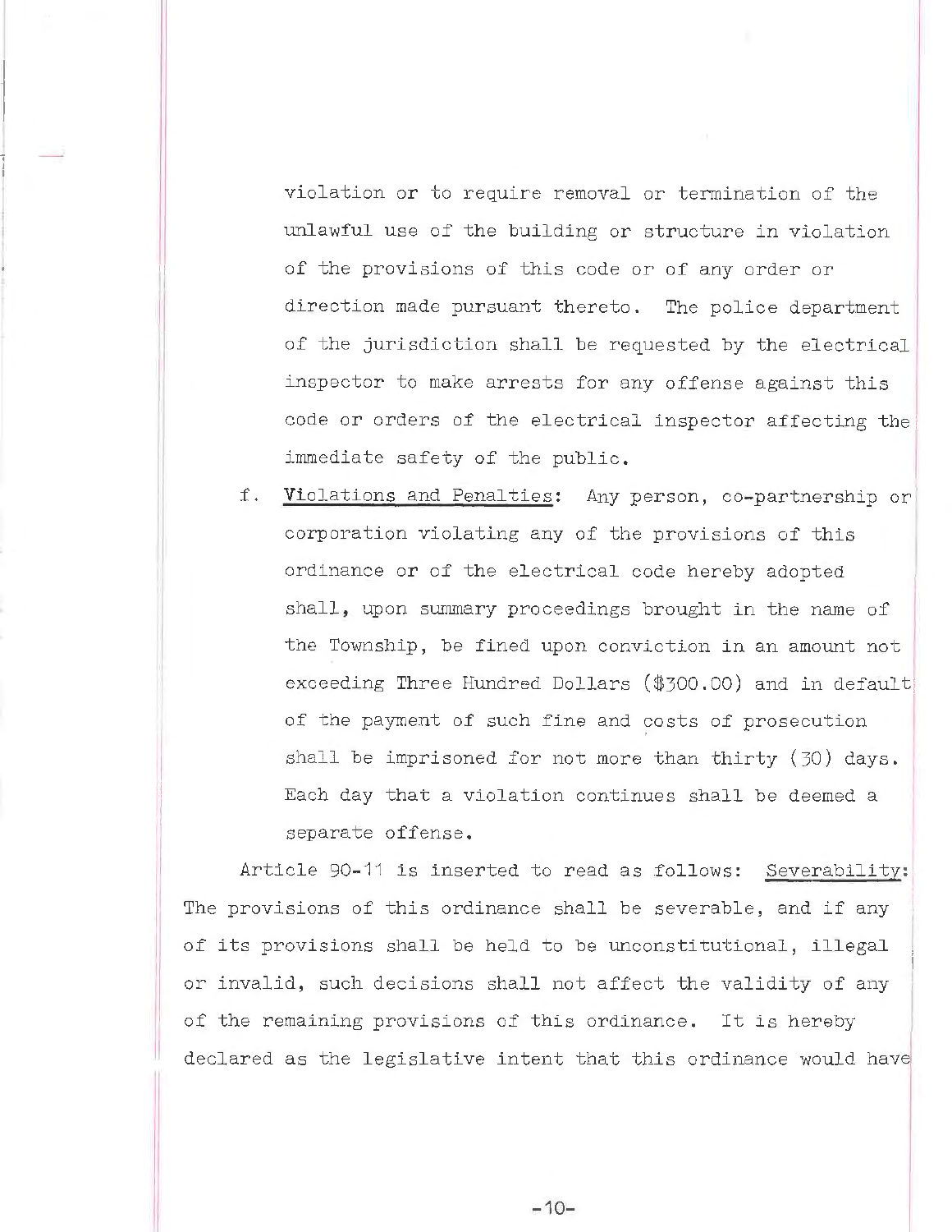violation or to require removal or termination of the unlawful use of the building or structure in violation of the provisions of this code or of any order or direction made pursuant thereto. The police department of the jurisdiction shall be requested by the electrical inspector to make arrests for any offense against this code or orders of the electrical inspector affecting the immediate safety of the public.

f. Violations and Penalties: Any person, co-partnership or corporation violating any of the provisions of this ordinance or of the electrical code hereby adopted shall, upon summary proceedings brought in the name of the Township, be fined upon conviction in an amount not exceeding Three Hundred Dollars ($300.00) and in default of the payment of such fine and costs of prosecution shall be imprisoned for not more than thirty (30) days. Each day that a violation continues shall be deemed a separate offense.

Article 90-11 is inserted to read as follows: Severability: The provisions of this ordinance shall be severable, and if any of its provisions shall be held to be unconstitutional, illegal or invalid, such decisions shall not affect the validity of any of the remaining provisions of this ordinance. It is hereby declared as the legislative intent that this ordinance would have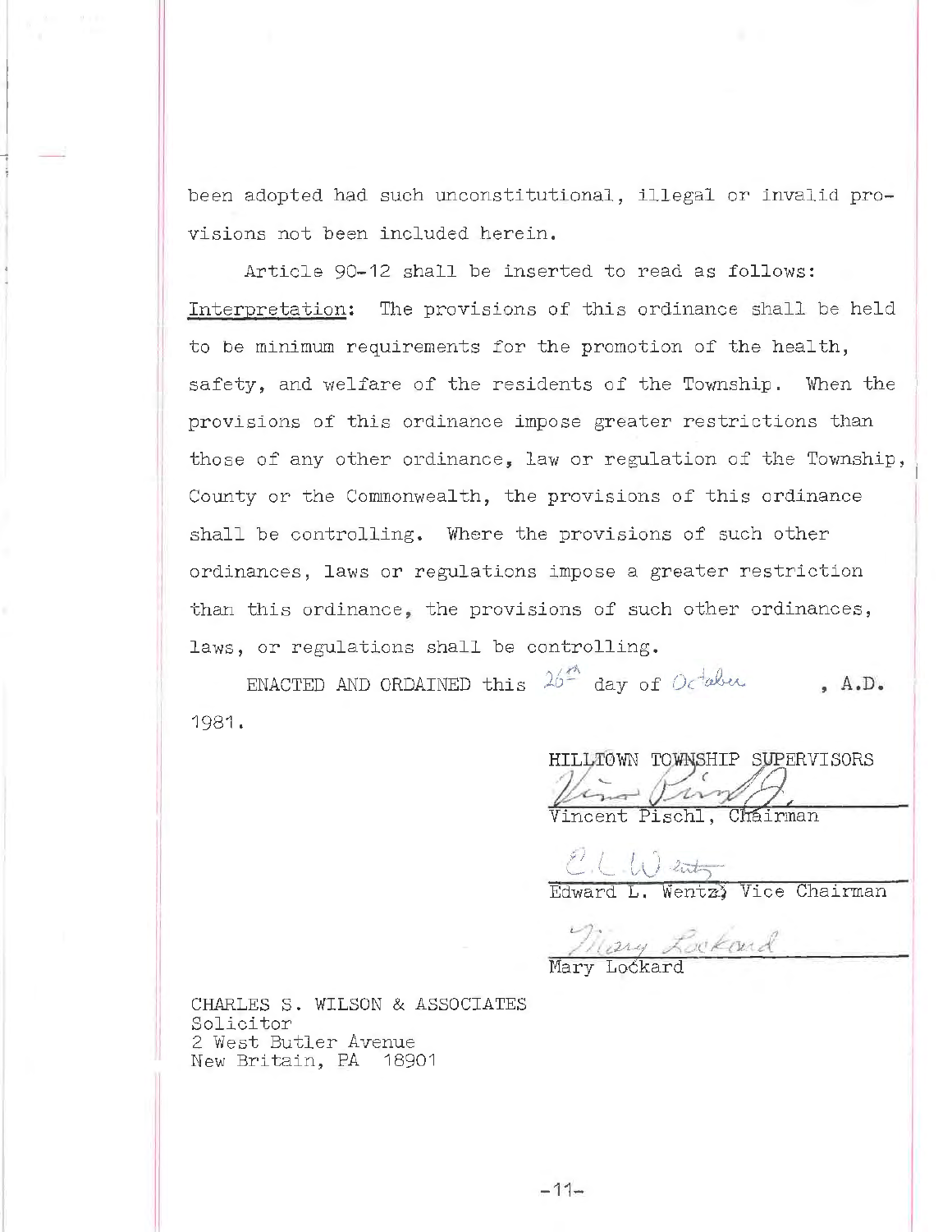been adopted had such unconstitutional, illegal or invalid provisions not been included herein.

Article 90-12 shall be inserted to read as follows:

Interpretation: The provisions of this ordinance shall be held to be minimum requirements for the promotion of the health, safety, and welfare of the residents of the Township. When the provisions of this ordinance impose greater restrictions than those of any other ordinance, law or regulation of the Township, County or the Commonwealth, the provisions of this ordinance shall be controlling. Where the provisions of such other ordinances, laws or regulations impose a greater restriction than this ordinance, the provisions of such other ordinances, laws, or regulations shall be controlling.

ENACTED AND ORDAINED this 26th day of October, A.D. 1981.

HILLTOWN TOWNSHIP SUPERVISORS

Vincent Pischl, Chairman

Edward L. Wentz, Vice Chairman

Mary Lockard

CHARLES S. WILSON & ASSOCIATES
Solicitor
2 West Butler Avenue
New Britain, PA 18901